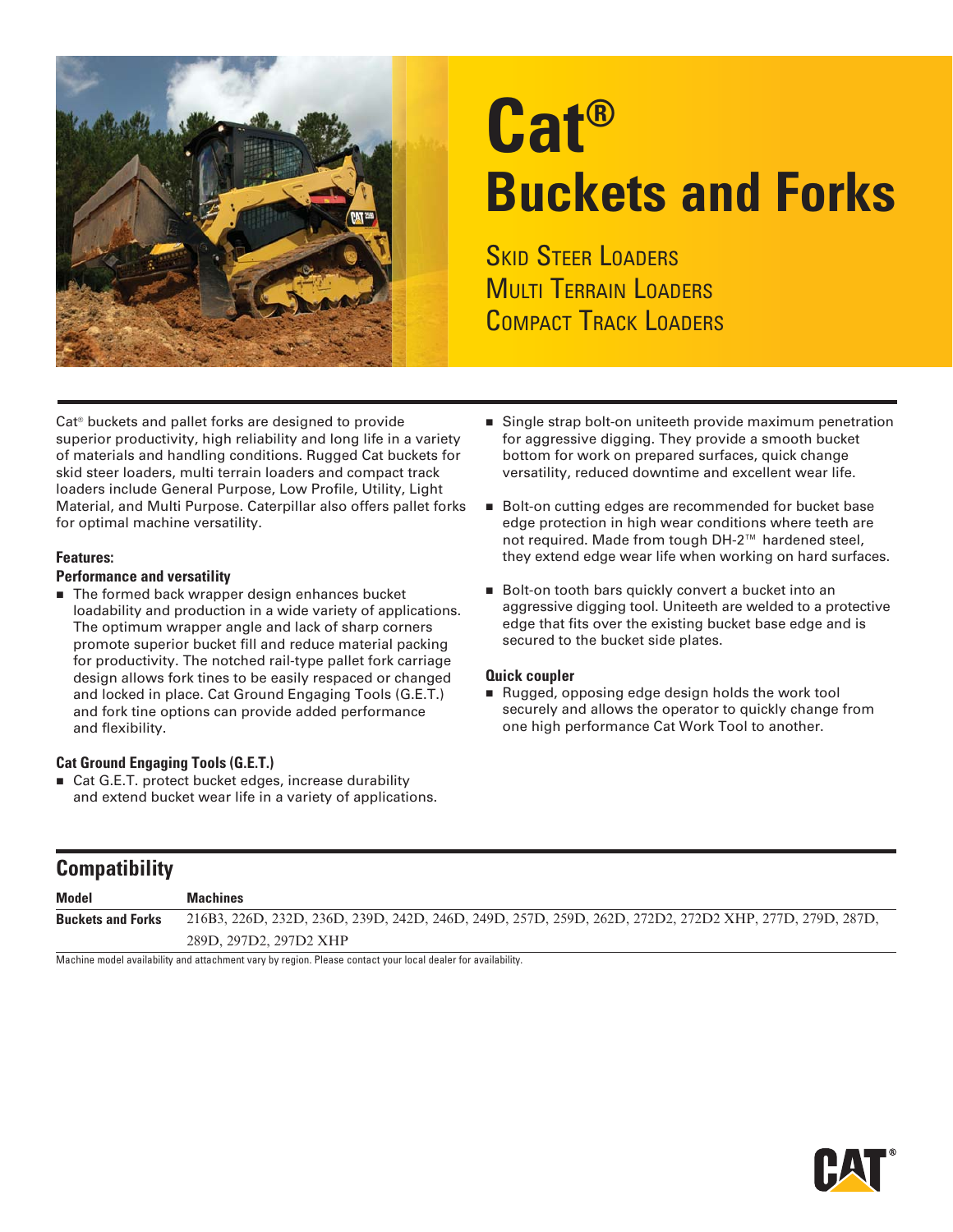# Cat®
# Buckets and Forks

Skid Steer Loaders
Multi Terrain Loaders
Compact Track Loaders

Cat® buckets and pallet forks are designed to provide superior productivity, high reliability and long life in a variety of materials and handling conditions. Rugged Cat buckets for skid steer loaders, multi terrain loaders and compact track loaders include General Purpose, Low Profile, Utility, Light Material, and Multi Purpose. Caterpillar also offers pallet forks for optimal machine versatility.

### Features:

#### Performance and versatility

- The formed back wrapper design enhances bucket loadability and production in a wide variety of applications. The optimum wrapper angle and lack of sharp corners promote superior bucket fill and reduce material packing for productivity. The notched rail-type pallet fork carriage design allows fork tines to be easily respaced or changed and locked in place. Cat Ground Engaging Tools (G.E.T.) and fork tine options can provide added performance and flexibility.

#### Cat Ground Engaging Tools (G.E.T.)

- Cat G.E.T. protect bucket edges, increase durability and extend bucket wear life in a variety of applications.
- Single strap bolt-on uniteeth provide maximum penetration for aggressive digging. They provide a smooth bucket bottom for work on prepared surfaces, quick change versatility, reduced downtime and excellent wear life.
- Bolt-on cutting edges are recommended for bucket base edge protection in high wear conditions where teeth are not required. Made from tough DH-2™ hardened steel, they extend edge wear life when working on hard surfaces.
- Bolt-on tooth bars quickly convert a bucket into an aggressive digging tool. Uniteeth are welded to a protective edge that fits over the existing bucket base edge and is secured to the bucket side plates.

#### Quick coupler

- Rugged, opposing edge design holds the work tool securely and allows the operator to quickly change from one high performance Cat Work Tool to another.

## Compatibility

| Model | Machines |
|---|---|
| Buckets and Forks | 216B3, 226D, 232D, 236D, 239D, 242D, 246D, 249D, 257D, 259D, 262D, 272D2, 272D2 XHP, 277D, 279D, 287D, 289D, 297D2, 297D2 XHP |

Machine model availability and attachment vary by region. Please contact your local dealer for availability.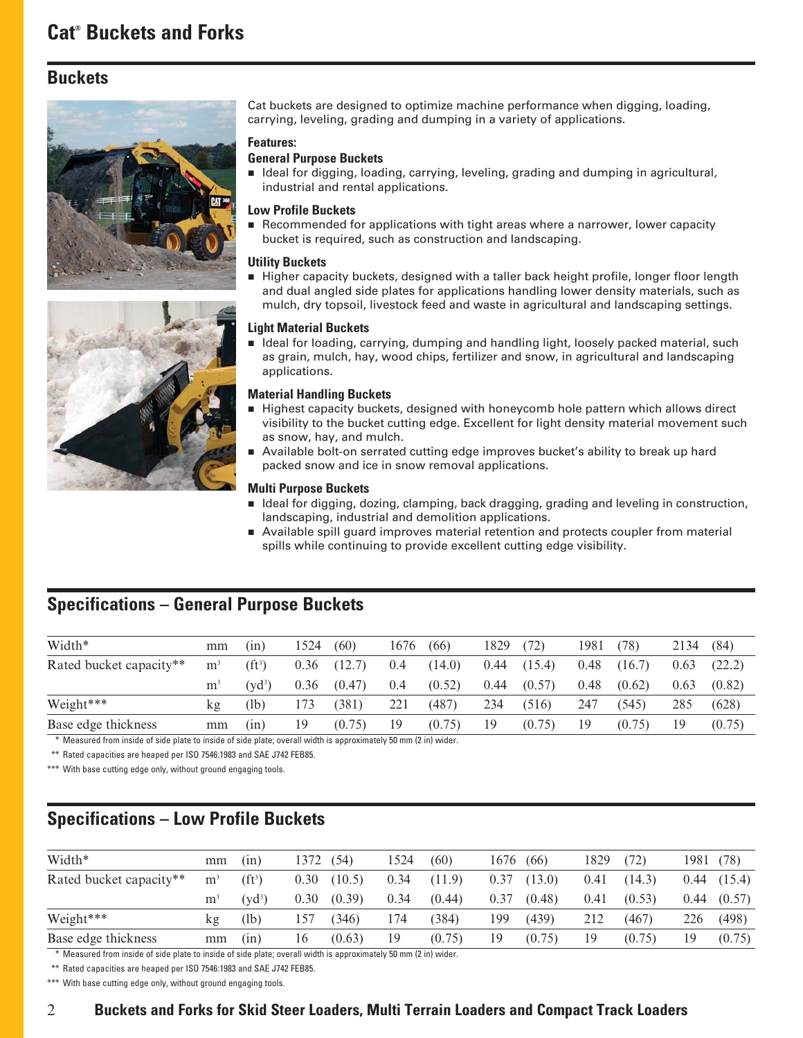# Cat® Buckets and Forks

## Buckets

Cat buckets are designed to optimize machine performance when digging, loading, carrying, leveling, grading and dumping in a variety of applications.

**Features:**

### General Purpose Buckets

- Ideal for digging, loading, carrying, leveling, grading and dumping in agricultural, industrial and rental applications.

### Low Profile Buckets

- Recommended for applications with tight areas where a narrower, lower capacity bucket is required, such as construction and landscaping.

### Utility Buckets

- Higher capacity buckets, designed with a taller back height profile, longer floor length and dual angled side plates for applications handling lower density materials, such as mulch, dry topsoil, livestock feed and waste in agricultural and landscaping settings.

### Light Material Buckets

- Ideal for loading, carrying, dumping and handling light, loosely packed material, such as grain, mulch, hay, wood chips, fertilizer and snow, in agricultural and landscaping applications.

### Material Handling Buckets

- Highest capacity buckets, designed with honeycomb hole pattern which allows direct visibility to the bucket cutting edge. Excellent for light density material movement such as snow, hay, and mulch.
- Available bolt-on serrated cutting edge improves bucket's ability to break up hard packed snow and ice in snow removal applications.

### Multi Purpose Buckets

- Ideal for digging, dozing, clamping, back dragging, grading and leveling in construction, landscaping, industrial and demolition applications.
- Available spill guard improves material retention and protects coupler from material spills while continuing to provide excellent cutting edge visibility.

## Specifications – General Purpose Buckets

| | | | | | | | | | | | | |
|---|---|---|---|---|---|---|---|---|---|---|---|---|
| Width* | mm | (in) | 1524 | (60) | 1676 | (66) | 1829 | (72) | 1981 | (78) | 2134 | (84) |
| Rated bucket capacity** | $m^3$ | ($ft^3$) | 0.36 | (12.7) | 0.4 | (14.0) | 0.44 | (15.4) | 0.48 | (16.7) | 0.63 | (22.2) |
| | $m^3$ | ($yd^3$) | 0.36 | (0.47) | 0.4 | (0.52) | 0.44 | (0.57) | 0.48 | (0.62) | 0.63 | (0.82) |
| Weight*** | kg | (lb) | 173 | (381) | 221 | (487) | 234 | (516) | 247 | (545) | 285 | (628) |
| Base edge thickness | mm | (in) | 19 | (0.75) | 19 | (0.75) | 19 | (0.75) | 19 | (0.75) | 19 | (0.75) |

\* Measured from inside of side plate to inside of side plate; overall width is approximately 50 mm (2 in) wider.

\** Rated capacities are heaped per ISO 7546:1983 and SAE J742 FEB85.

\*** With base cutting edge only, without ground engaging tools.

## Specifications – Low Profile Buckets

| | | | | | | | | | | | | |
|---|---|---|---|---|---|---|---|---|---|---|---|---|
| Width* | mm | (in) | 1372 | (54) | 1524 | (60) | 1676 | (66) | 1829 | (72) | 1981 | (78) |
| Rated bucket capacity** | $m^3$ | ($ft^3$) | 0.30 | (10.5) | 0.34 | (11.9) | 0.37 | (13.0) | 0.41 | (14.3) | 0.44 | (15.4) |
| | $m^3$ | ($yd^3$) | 0.30 | (0.39) | 0.34 | (0.44) | 0.37 | (0.48) | 0.41 | (0.53) | 0.44 | (0.57) |
| Weight*** | kg | (lb) | 157 | (346) | 174 | (384) | 199 | (439) | 212 | (467) | 226 | (498) |
| Base edge thickness | mm | (in) | 16 | (0.63) | 19 | (0.75) | 19 | (0.75) | 19 | (0.75) | 19 | (0.75) |

\* Measured from inside of side plate to inside of side plate; overall width is approximately 50 mm (2 in) wider.

\** Rated capacities are heaped per ISO 7546:1983 and SAE J742 FEB85.

\*** With base cutting edge only, without ground engaging tools.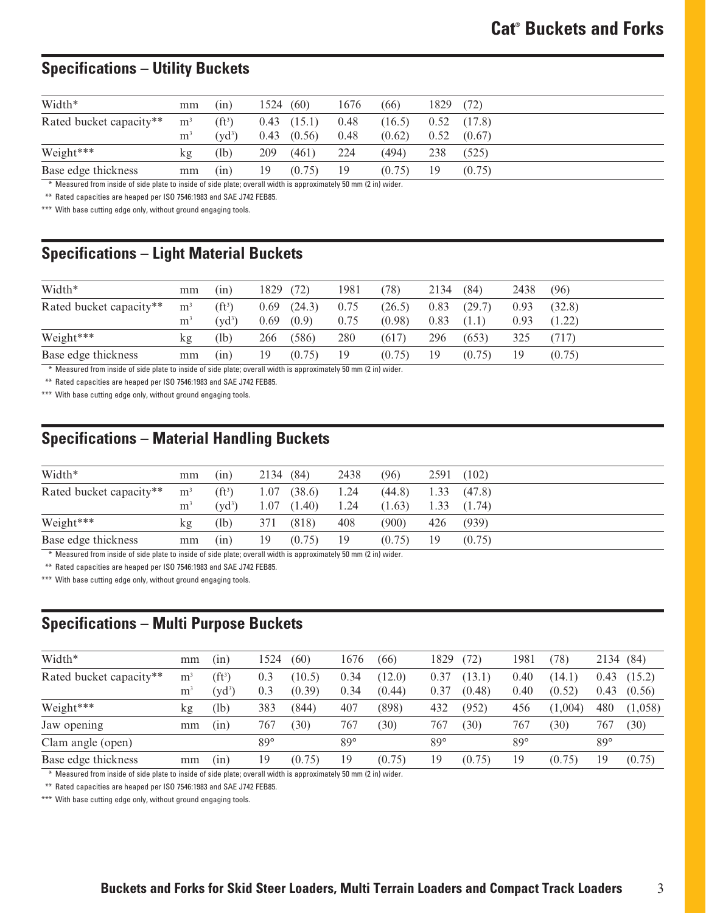## Specifications – Utility Buckets

| Width* | mm | (in) | 1524 | (60) | 1676 | (66) | 1829 | (72) |
|---|---|---|---|---|---|---|---|---|
| Rated bucket capacity** | $m^3$ | $(ft^3)$ | 0.43 | (15.1) | 0.48 | (16.5) | 0.52 | (17.8) |
| | $m^3$ | $(yd^3)$ | 0.43 | (0.56) | 0.48 | (0.62) | 0.52 | (0.67) |
| Weight*** | kg | (lb) | 209 | (461) | 224 | (494) | 238 | (525) |
| Base edge thickness | mm | (in) | 19 | (0.75) | 19 | (0.75) | 19 | (0.75) |

\* Measured from inside of side plate to inside of side plate; overall width is approximately 50 mm (2 in) wider.

** Rated capacities are heaped per ISO 7546:1983 and SAE J742 FEB85.

*** With base cutting edge only, without ground engaging tools.

## Specifications – Light Material Buckets

| Width* | mm | (in) | 1829 | (72) | 1981 | (78) | 2134 | (84) | 2438 | (96) |
|---|---|---|---|---|---|---|---|---|---|---|
| Rated bucket capacity** | $m^3$ | $(ft^3)$ | 0.69 | (24.3) | 0.75 | (26.5) | 0.83 | (29.7) | 0.93 | (32.8) |
| | $m^3$ | $(yd^3)$ | 0.69 | (0.9) | 0.75 | (0.98) | 0.83 | (1.1) | 0.93 | (1.22) |
| Weight*** | kg | (lb) | 266 | (586) | 280 | (617) | 296 | (653) | 325 | (717) |
| Base edge thickness | mm | (in) | 19 | (0.75) | 19 | (0.75) | 19 | (0.75) | 19 | (0.75) |

\* Measured from inside of side plate to inside of side plate; overall width is approximately 50 mm (2 in) wider.

** Rated capacities are heaped per ISO 7546:1983 and SAE J742 FEB85.

*** With base cutting edge only, without ground engaging tools.

## Specifications – Material Handling Buckets

| Width* | mm | (in) | 2134 | (84) | 2438 | (96) | 2591 | (102) |
|---|---|---|---|---|---|---|---|---|
| Rated bucket capacity** | $m^3$ | $(ft^3)$ | 1.07 | (38.6) | 1.24 | (44.8) | 1.33 | (47.8) |
| | $m^3$ | $(yd^3)$ | 1.07 | (1.40) | 1.24 | (1.63) | 1.33 | (1.74) |
| Weight*** | kg | (lb) | 371 | (818) | 408 | (900) | 426 | (939) |
| Base edge thickness | mm | (in) | 19 | (0.75) | 19 | (0.75) | 19 | (0.75) |

\* Measured from inside of side plate to inside of side plate; overall width is approximately 50 mm (2 in) wider.

** Rated capacities are heaped per ISO 7546:1983 and SAE J742 FEB85.

*** With base cutting edge only, without ground engaging tools.

## Specifications – Multi Purpose Buckets

| Width* | mm | (in) | 1524 | (60) | 1676 | (66) | 1829 | (72) | 1981 | (78) | 2134 | (84) |
|---|---|---|---|---|---|---|---|---|---|---|---|---|
| Rated bucket capacity** | $m^3$ | $(ft^3)$ | 0.3 | (10.5) | 0.34 | (12.0) | 0.37 | (13.1) | 0.40 | (14.1) | 0.43 | (15.2) |
| | $m^3$ | $(yd^3)$ | 0.3 | (0.39) | 0.34 | (0.44) | 0.37 | (0.48) | 0.40 | (0.52) | 0.43 | (0.56) |
| Weight*** | kg | (lb) | 383 | (844) | 407 | (898) | 432 | (952) | 456 | (1,004) | 480 | (1,058) |
| Jaw opening | mm | (in) | 767 | (30) | 767 | (30) | 767 | (30) | 767 | (30) | 767 | (30) |
| Clam angle (open) | | | 89° | | 89° | | 89° | | 89° | | 89° | |
| Base edge thickness | mm | (in) | 19 | (0.75) | 19 | (0.75) | 19 | (0.75) | 19 | (0.75) | 19 | (0.75) |

\* Measured from inside of side plate to inside of side plate; overall width is approximately 50 mm (2 in) wider.

** Rated capacities are heaped per ISO 7546:1983 and SAE J742 FEB85.

*** With base cutting edge only, without ground engaging tools.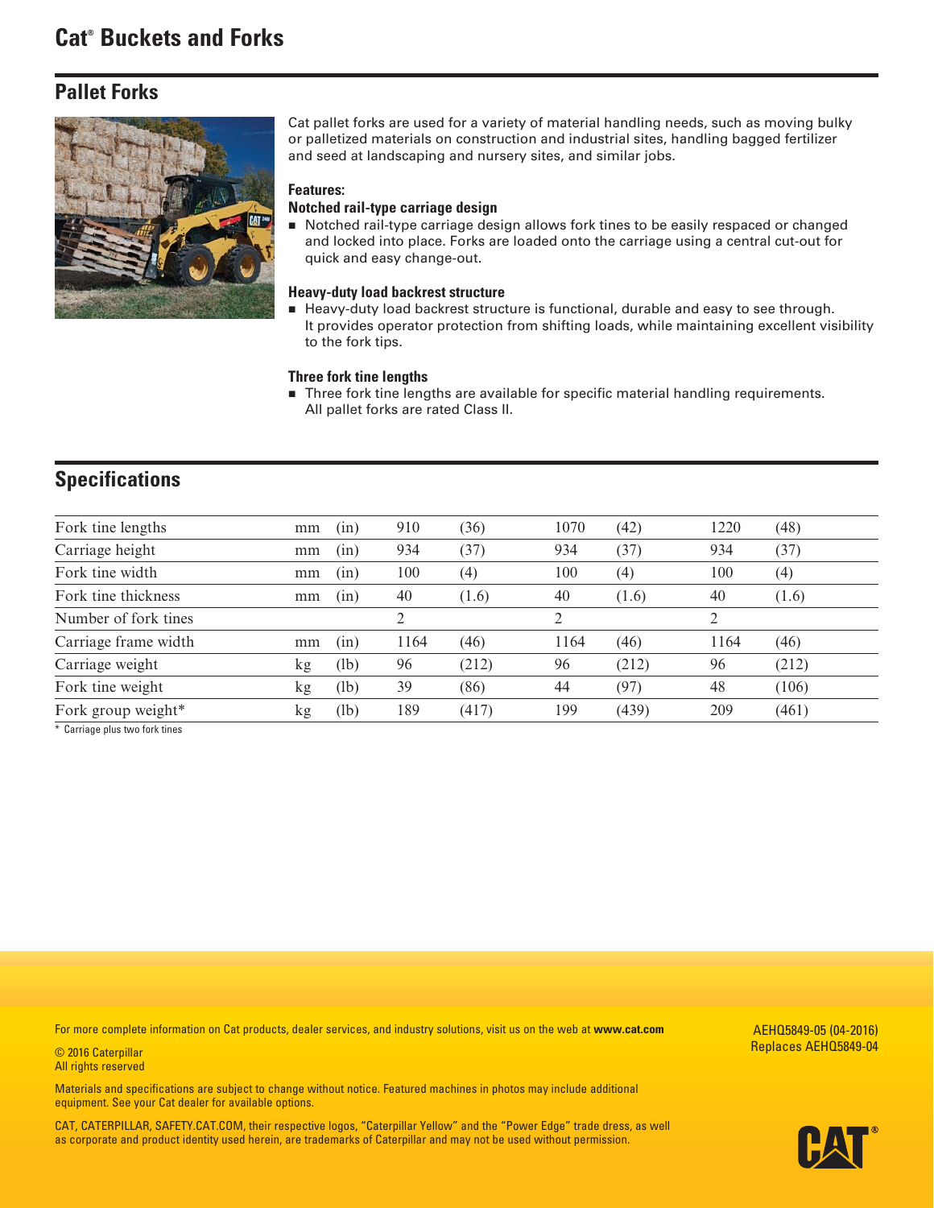# Cat® Buckets and Forks

## Pallet Forks

Cat pallet forks are used for a variety of material handling needs, such as moving bulky or palletized materials on construction and industrial sites, handling bagged fertilizer and seed at landscaping and nursery sites, and similar jobs.

**Features:**

### Notched rail-type carriage design

- Notched rail-type carriage design allows fork tines to be easily respaced or changed and locked into place. Forks are loaded onto the carriage using a central cut-out for quick and easy change-out.

### Heavy-duty load backrest structure

- Heavy-duty load backrest structure is functional, durable and easy to see through. It provides operator protection from shifting loads, while maintaining excellent visibility to the fork tips.

### Three fork tine lengths

- Three fork tine lengths are available for specific material handling requirements. All pallet forks are rated Class II.

## Specifications

| | | | | | | | | |
|---|---|---|---|---|---|---|---|---|
| Fork tine lengths | mm | (in) | 910 | (36) | 1070 | (42) | 1220 | (48) |
| Carriage height | mm | (in) | 934 | (37) | 934 | (37) | 934 | (37) |
| Fork tine width | mm | (in) | 100 | (4) | 100 | (4) | 100 | (4) |
| Fork tine thickness | mm | (in) | 40 | (1.6) | 40 | (1.6) | 40 | (1.6) |
| Number of fork tines | | | 2 | | 2 | | 2 | |
| Carriage frame width | mm | (in) | 1164 | (46) | 1164 | (46) | 1164 | (46) |
| Carriage weight | kg | (lb) | 96 | (212) | 96 | (212) | 96 | (212) |
| Fork tine weight | kg | (lb) | 39 | (86) | 44 | (97) | 48 | (106) |
| Fork group weight* | kg | (lb) | 189 | (417) | 199 | (439) | 209 | (461) |

* Carriage plus two fork tines

For more complete information on Cat products, dealer services, and industry solutions, visit us on the web at **www.cat.com**

© 2016 Caterpillar
All rights reserved

AEHQ5849-05 (04-2016)
Replaces AEHQ5849-04

Materials and specifications are subject to change without notice. Featured machines in photos may include additional equipment. See your Cat dealer for available options.

CAT, CATERPILLAR, SAFETY.CAT.COM, their respective logos, "Caterpillar Yellow" and the "Power Edge" trade dress, as well as corporate and product identity used herein, are trademarks of Caterpillar and may not be used without permission.